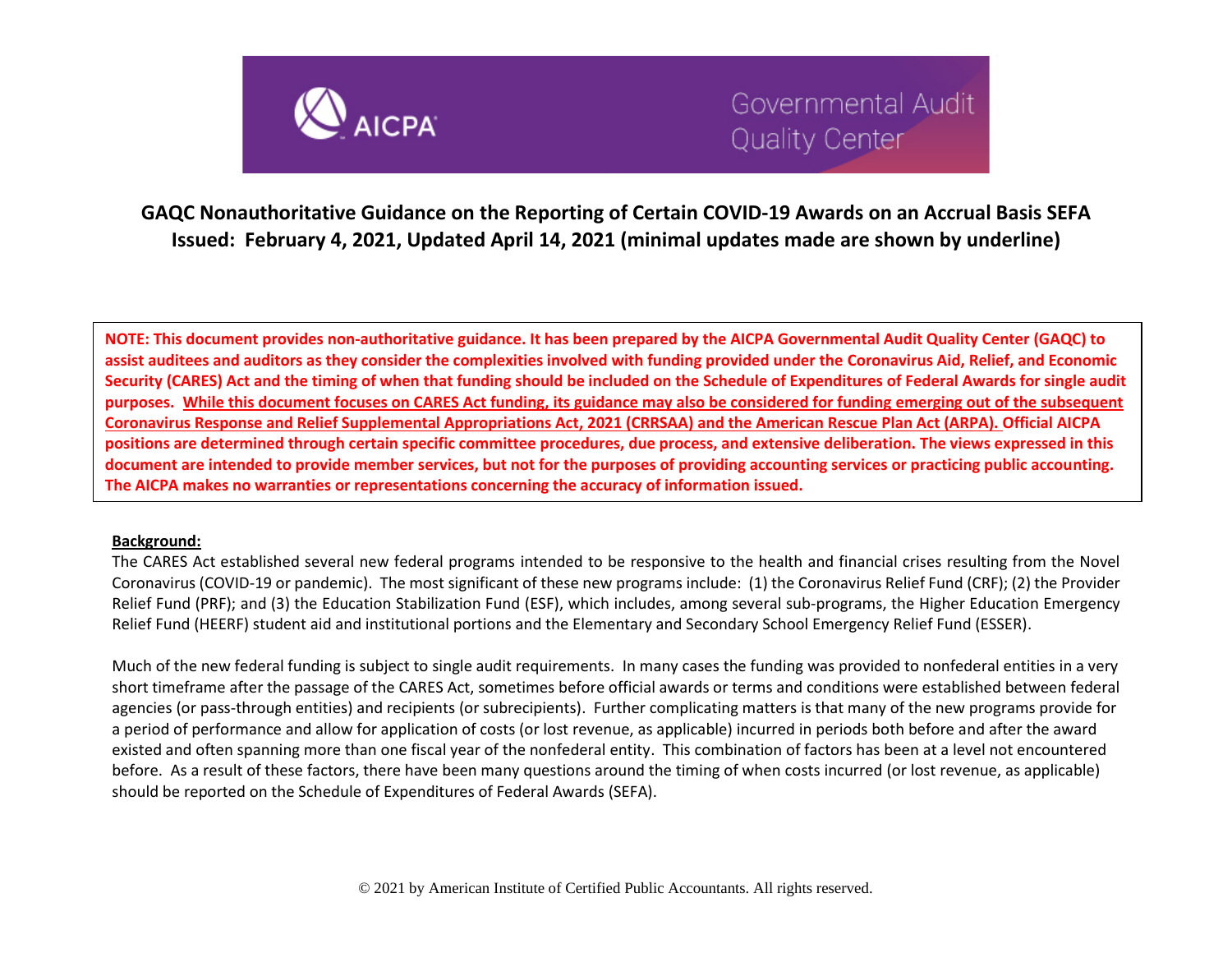AICPA Governmental Audit Quality Center

# GAQC Nonauthoritative Guidance on the Reporting of Certain COVID-19 Awards on an Accrual Basis SEFA
## Issued: February 4, 2021, Updated April 14, 2021 (minimal updates made are shown by underline)

**NOTE: This document provides non-authoritative guidance. It has been prepared by the AICPA Governmental Audit Quality Center (GAQC) to assist auditees and auditors as they consider the complexities involved with funding provided under the Coronavirus Aid, Relief, and Economic Security (CARES) Act and the timing of when that funding should be included on the Schedule of Expenditures of Federal Awards for single audit purposes. <u>While this document focuses on CARES Act funding, its guidance may also be considered for funding emerging out of the subsequent Coronavirus Response and Relief Supplemental Appropriations Act, 2021 (CRRSAA) and the American Rescue Plan Act (ARPA).</u> Official AICPA positions are determined through certain specific committee procedures, due process, and extensive deliberation. The views expressed in this document are intended to provide member services, but not for the purposes of providing accounting services or practicing public accounting. The AICPA makes no warranties or representations concerning the accuracy of information issued.**

**<u>Background:</u>**

The CARES Act established several new federal programs intended to be responsive to the health and financial crises resulting from the Novel Coronavirus (COVID-19 or pandemic). The most significant of these new programs include: (1) the Coronavirus Relief Fund (CRF); (2) the Provider Relief Fund (PRF); and (3) the Education Stabilization Fund (ESF), which includes, among several sub-programs, the Higher Education Emergency Relief Fund (HEERF) student aid and institutional portions and the Elementary and Secondary School Emergency Relief Fund (ESSER).

Much of the new federal funding is subject to single audit requirements. In many cases the funding was provided to nonfederal entities in a very short timeframe after the passage of the CARES Act, sometimes before official awards or terms and conditions were established between federal agencies (or pass-through entities) and recipients (or subrecipients). Further complicating matters is that many of the new programs provide for a period of performance and allow for application of costs (or lost revenue, as applicable) incurred in periods both before and after the award existed and often spanning more than one fiscal year of the nonfederal entity. This combination of factors has been at a level not encountered before. As a result of these factors, there have been many questions around the timing of when costs incurred (or lost revenue, as applicable) should be reported on the Schedule of Expenditures of Federal Awards (SEFA).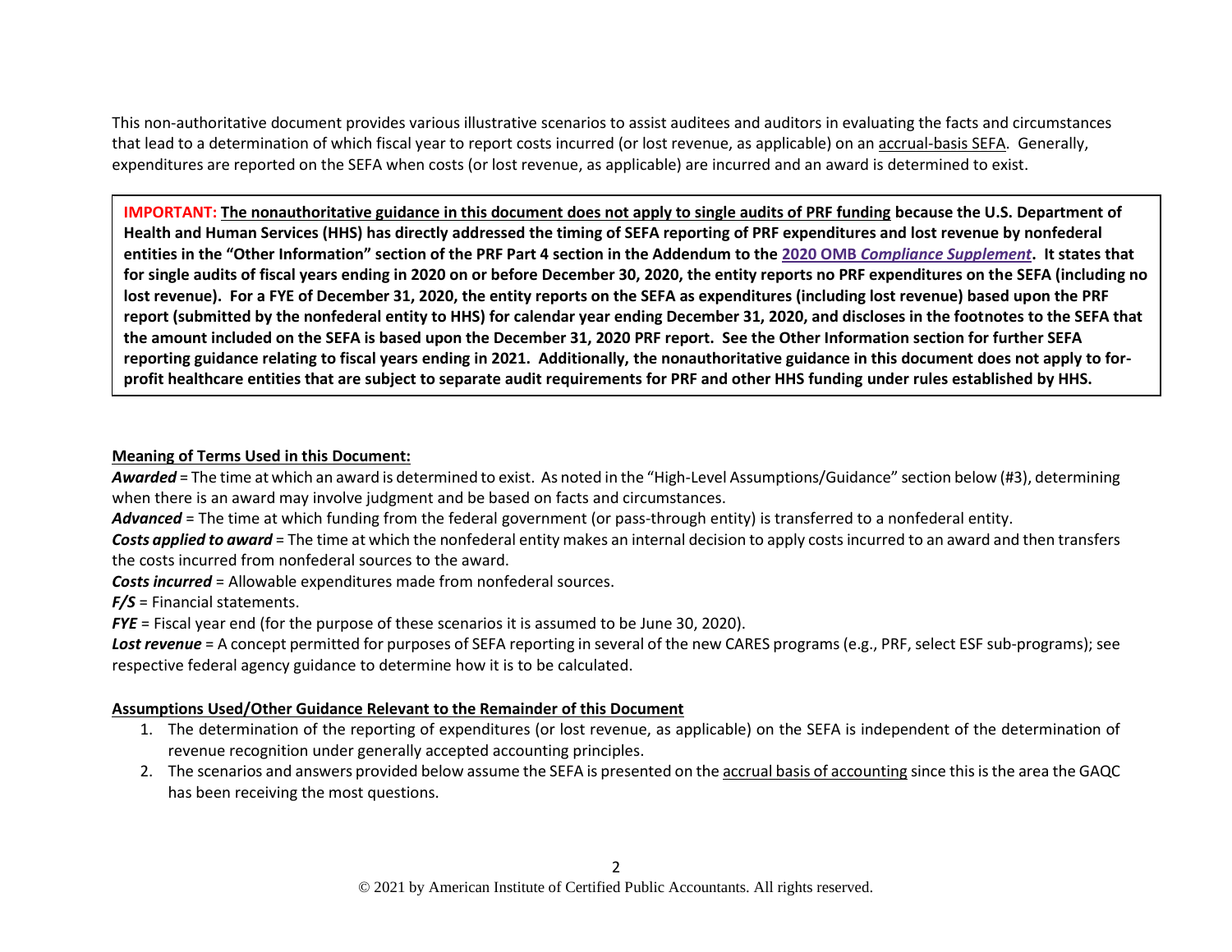This non-authoritative document provides various illustrative scenarios to assist auditees and auditors in evaluating the facts and circumstances that lead to a determination of which fiscal year to report costs incurred (or lost revenue, as applicable) on an accrual-basis SEFA. Generally, expenditures are reported on the SEFA when costs (or lost revenue, as applicable) are incurred and an award is determined to exist.

> **IMPORTANT: The nonauthoritative guidance in this document does not apply to single audits of PRF funding because the U.S. Department of Health and Human Services (HHS) has directly addressed the timing of SEFA reporting of PRF expenditures and lost revenue by nonfederal entities in the "Other Information" section of the PRF Part 4 section in the Addendum to the 2020 OMB *Compliance Supplement*. It states that for single audits of fiscal years ending in 2020 on or before December 30, 2020, the entity reports no PRF expenditures on the SEFA (including no lost revenue). For a FYE of December 31, 2020, the entity reports on the SEFA as expenditures (including lost revenue) based upon the PRF report (submitted by the nonfederal entity to HHS) for calendar year ending December 31, 2020, and discloses in the footnotes to the SEFA that the amount included on the SEFA is based upon the December 31, 2020 PRF report. See the Other Information section for further SEFA reporting guidance relating to fiscal years ending in 2021. Additionally, the nonauthoritative guidance in this document does not apply to for-profit healthcare entities that are subject to separate audit requirements for PRF and other HHS funding under rules established by HHS.**

**Meaning of Terms Used in this Document:**

***Awarded*** = The time at which an award is determined to exist. As noted in the "High-Level Assumptions/Guidance" section below (#3), determining when there is an award may involve judgment and be based on facts and circumstances.

***Advanced*** = The time at which funding from the federal government (or pass-through entity) is transferred to a nonfederal entity.

***Costs applied to award*** = The time at which the nonfederal entity makes an internal decision to apply costs incurred to an award and then transfers the costs incurred from nonfederal sources to the award.

***Costs incurred*** = Allowable expenditures made from nonfederal sources.

***F/S*** = Financial statements.

***FYE*** = Fiscal year end (for the purpose of these scenarios it is assumed to be June 30, 2020).

***Lost revenue*** = A concept permitted for purposes of SEFA reporting in several of the new CARES programs (e.g., PRF, select ESF sub-programs); see respective federal agency guidance to determine how it is to be calculated.

**Assumptions Used/Other Guidance Relevant to the Remainder of this Document**

1. The determination of the reporting of expenditures (or lost revenue, as applicable) on the SEFA is independent of the determination of revenue recognition under generally accepted accounting principles.
2. The scenarios and answers provided below assume the SEFA is presented on the accrual basis of accounting since this is the area the GAQC has been receiving the most questions.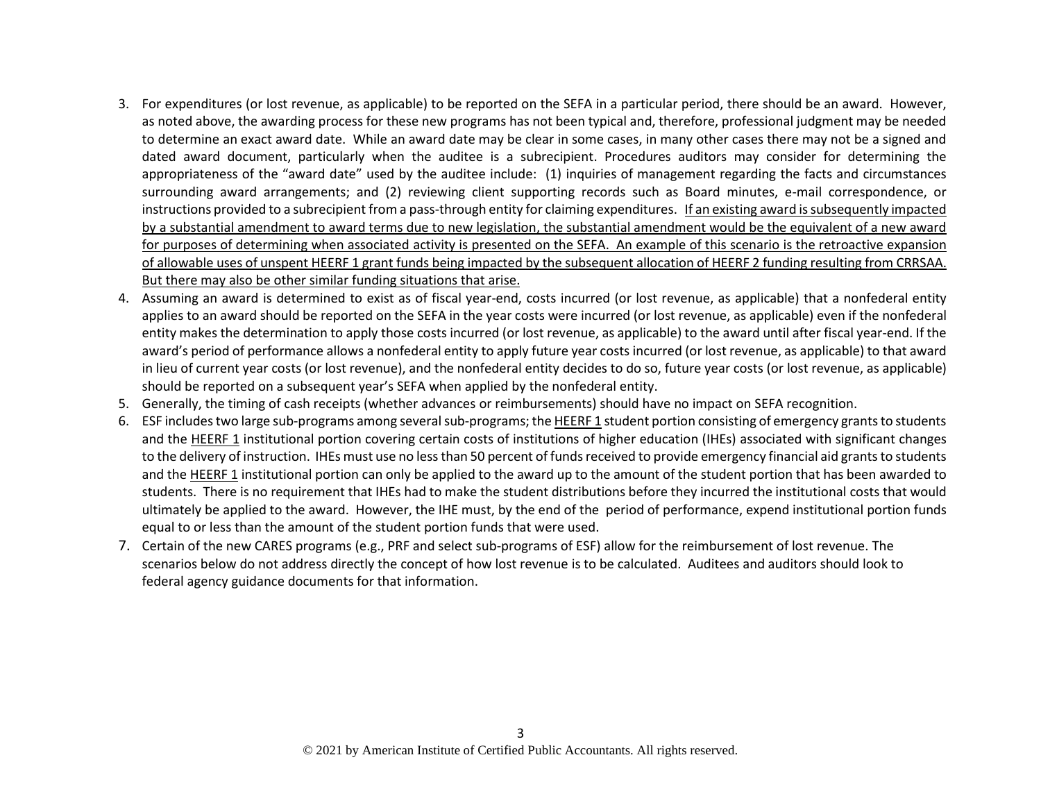3. For expenditures (or lost revenue, as applicable) to be reported on the SEFA in a particular period, there should be an award. However, as noted above, the awarding process for these new programs has not been typical and, therefore, professional judgment may be needed to determine an exact award date. While an award date may be clear in some cases, in many other cases there may not be a signed and dated award document, particularly when the auditee is a subrecipient. Procedures auditors may consider for determining the appropriateness of the "award date" used by the auditee include: (1) inquiries of management regarding the facts and circumstances surrounding award arrangements; and (2) reviewing client supporting records such as Board minutes, e-mail correspondence, or instructions provided to a subrecipient from a pass-through entity for claiming expenditures. <u>If an existing award is subsequently impacted by a substantial amendment to award terms due to new legislation, the substantial amendment would be the equivalent of a new award for purposes of determining when associated activity is presented on the SEFA. An example of this scenario is the retroactive expansion of allowable uses of unspent HEERF 1 grant funds being impacted by the subsequent allocation of HEERF 2 funding resulting from CRRSAA. But there may also be other similar funding situations that arise.</u>
4. Assuming an award is determined to exist as of fiscal year-end, costs incurred (or lost revenue, as applicable) that a nonfederal entity applies to an award should be reported on the SEFA in the year costs were incurred (or lost revenue, as applicable) even if the nonfederal entity makes the determination to apply those costs incurred (or lost revenue, as applicable) to the award until after fiscal year-end. If the award's period of performance allows a nonfederal entity to apply future year costs incurred (or lost revenue, as applicable) to that award in lieu of current year costs (or lost revenue), and the nonfederal entity decides to do so, future year costs (or lost revenue, as applicable) should be reported on a subsequent year's SEFA when applied by the nonfederal entity.
5. Generally, the timing of cash receipts (whether advances or reimbursements) should have no impact on SEFA recognition.
6. ESF includes two large sub-programs among several sub-programs; the <u>HEERF 1</u> student portion consisting of emergency grants to students and the <u>HEERF 1</u> institutional portion covering certain costs of institutions of higher education (IHEs) associated with significant changes to the delivery of instruction. IHEs must use no less than 50 percent of funds received to provide emergency financial aid grants to students and the <u>HEERF 1</u> institutional portion can only be applied to the award up to the amount of the student portion that has been awarded to students. There is no requirement that IHEs had to make the student distributions before they incurred the institutional costs that would ultimately be applied to the award. However, the IHE must, by the end of the period of performance, expend institutional portion funds equal to or less than the amount of the student portion funds that were used.
7. Certain of the new CARES programs (e.g., PRF and select sub-programs of ESF) allow for the reimbursement of lost revenue. The scenarios below do not address directly the concept of how lost revenue is to be calculated. Auditees and auditors should look to federal agency guidance documents for that information.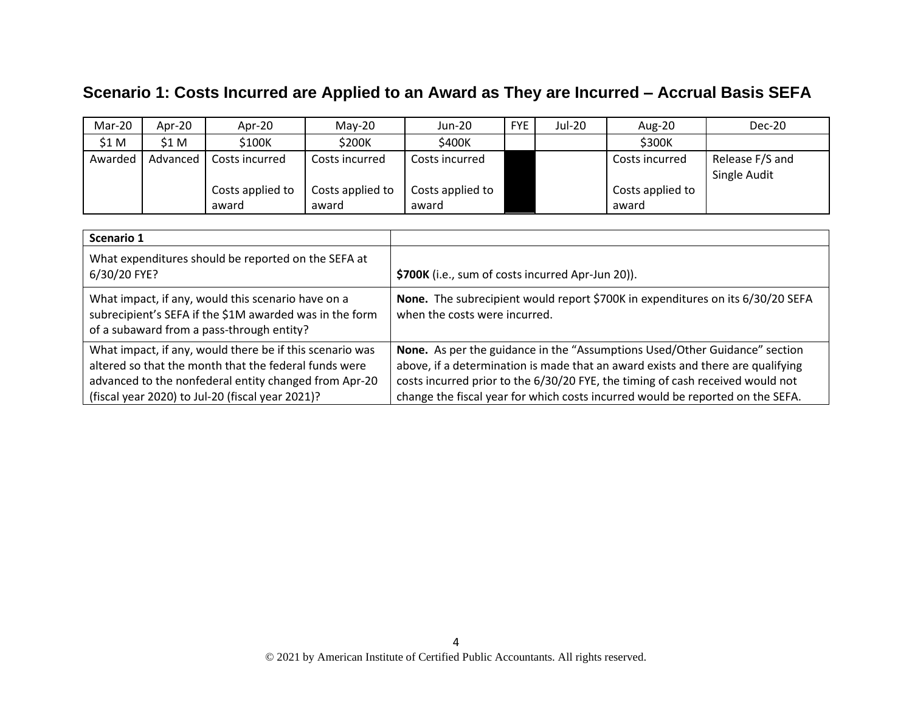## Scenario 1: Costs Incurred are Applied to an Award as They are Incurred – Accrual Basis SEFA

| Mar-20 | Apr-20 | Apr-20 | May-20 | Jun-20 | FYE | Jul-20 | Aug-20 | Dec-20 |
|---|---|---|---|---|---|---|---|---|
| $1 M | $1 M | $100K | $200K | $400K | | | $300K | |
| Awarded | Advanced | Costs incurred<br><br>Costs applied to award | Costs incurred<br><br>Costs applied to award | Costs incurred<br><br>Costs applied to award | | | Costs incurred<br><br>Costs applied to award | Release F/S and Single Audit |

| Scenario 1 | |
|---|---|
| What expenditures should be reported on the SEFA at 6/30/20 FYE? | **$700K** (i.e., sum of costs incurred Apr-Jun 20)). |
| What impact, if any, would this scenario have on a subrecipient's SEFA if the $1M awarded was in the form of a subaward from a pass-through entity? | **None.** The subrecipient would report $700K in expenditures on its 6/30/20 SEFA when the costs were incurred. |
| What impact, if any, would there be if this scenario was altered so that the month that the federal funds were advanced to the nonfederal entity changed from Apr-20 (fiscal year 2020) to Jul-20 (fiscal year 2021)? | **None.** As per the guidance in the "Assumptions Used/Other Guidance" section above, if a determination is made that an award exists and there are qualifying costs incurred prior to the 6/30/20 FYE, the timing of cash received would not change the fiscal year for which costs incurred would be reported on the SEFA. |

© 2021 by American Institute of Certified Public Accountants. All rights reserved.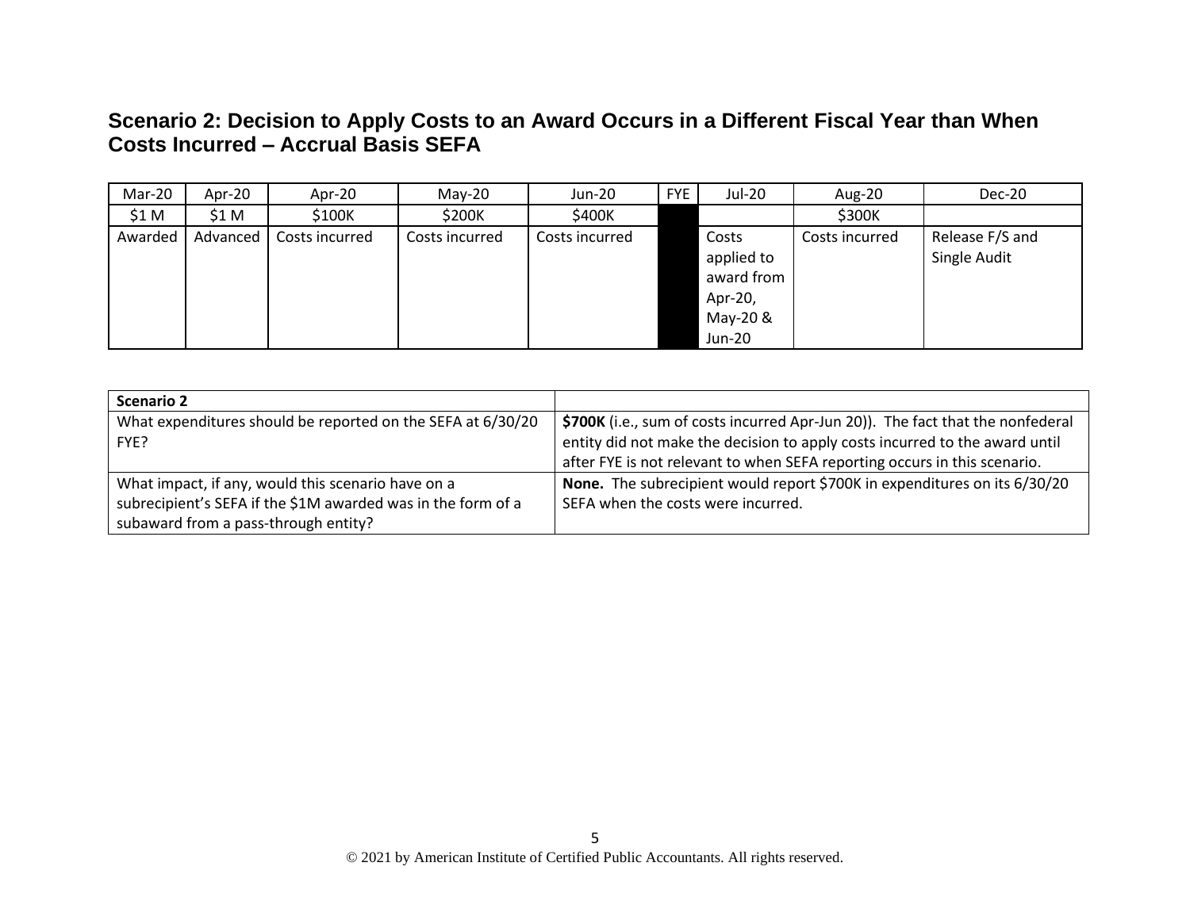## Scenario 2: Decision to Apply Costs to an Award Occurs in a Different Fiscal Year than When Costs Incurred – Accrual Basis SEFA

| Mar-20 | Apr-20 | Apr-20 | May-20 | Jun-20 | FYE | Jul-20 | Aug-20 | Dec-20 |
|---|---|---|---|---|---|---|---|---|
| $1 M | $1 M | $100K | $200K | $400K | | | $300K | |
| Awarded | Advanced | Costs incurred | Costs incurred | Costs incurred | | Costs applied to award from Apr-20, May-20 & Jun-20 | Costs incurred | Release F/S and Single Audit |

| Scenario 2 | |
|---|---|
| What expenditures should be reported on the SEFA at 6/30/20 FYE? | **$700K** (i.e., sum of costs incurred Apr-Jun 20)). The fact that the nonfederal entity did not make the decision to apply costs incurred to the award until after FYE is not relevant to when SEFA reporting occurs in this scenario. |
| What impact, if any, would this scenario have on a subrecipient's SEFA if the $1M awarded was in the form of a subaward from a pass-through entity? | **None.** The subrecipient would report $700K in expenditures on its 6/30/20 SEFA when the costs were incurred. |

© 2021 by American Institute of Certified Public Accountants. All rights reserved.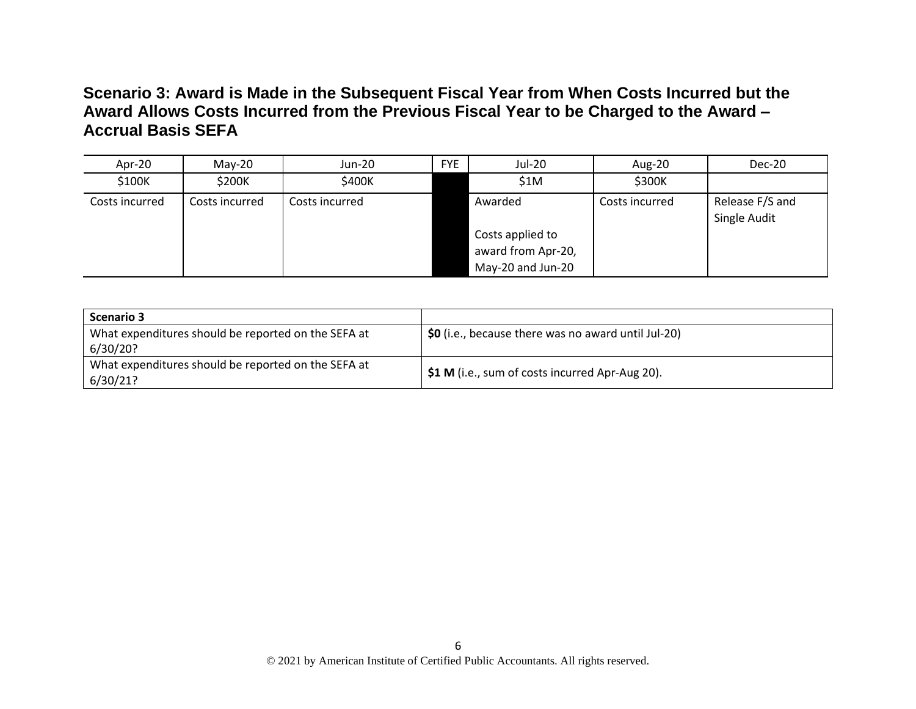## Scenario 3: Award is Made in the Subsequent Fiscal Year from When Costs Incurred but the Award Allows Costs Incurred from the Previous Fiscal Year to be Charged to the Award – Accrual Basis SEFA

| Apr-20 | May-20 | Jun-20 | FYE | Jul-20 | Aug-20 | Dec-20 |
|---|---|---|---|---|---|---|
| $100K | $200K | $400K | | $1M | $300K | |
| Costs incurred | Costs incurred | Costs incurred | | Awarded<br><br>Costs applied to award from Apr-20, May-20 and Jun-20 | Costs incurred | Release F/S and Single Audit |

| **Scenario 3** | |
|---|---|
| What expenditures should be reported on the SEFA at 6/30/20? | **$0** (i.e., because there was no award until Jul-20) |
| What expenditures should be reported on the SEFA at 6/30/21? | **$1 M** (i.e., sum of costs incurred Apr-Aug 20). |

© 2021 by American Institute of Certified Public Accountants. All rights reserved.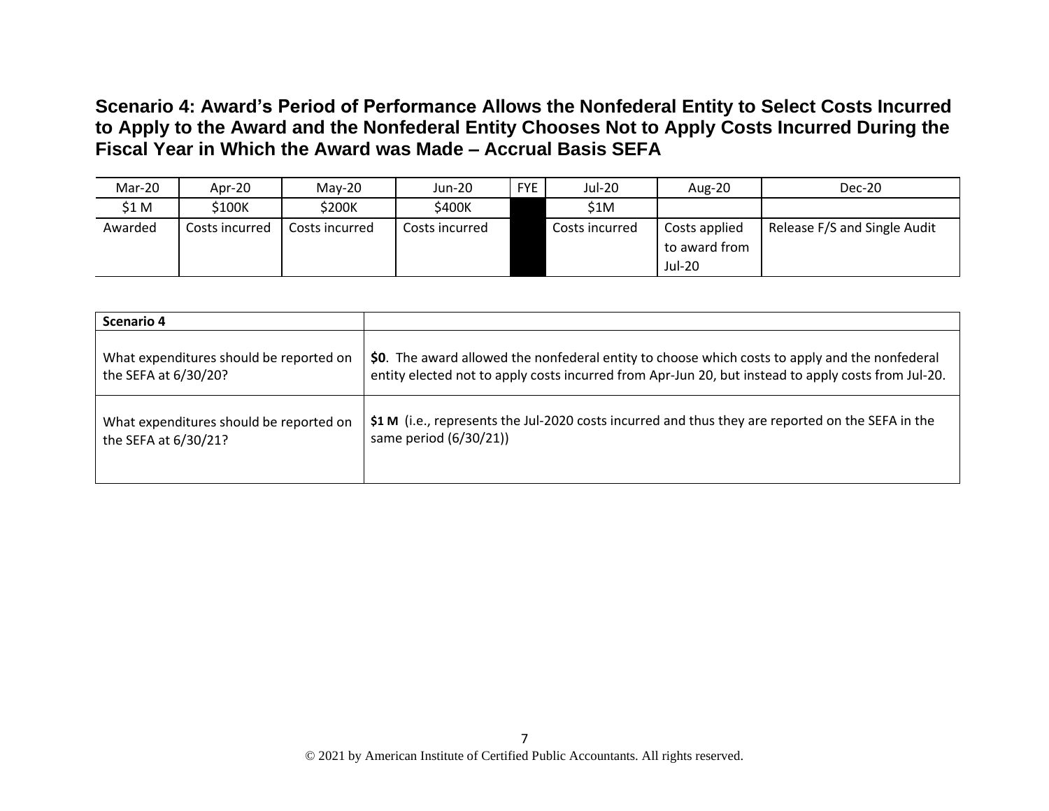**Scenario 4: Award's Period of Performance Allows the Nonfederal Entity to Select Costs Incurred to Apply to the Award and the Nonfederal Entity Chooses Not to Apply Costs Incurred During the Fiscal Year in Which the Award was Made – Accrual Basis SEFA**

| Mar-20 | Apr-20 | May-20 | Jun-20 | FYE | Jul-20 | Aug-20 | Dec-20 |
|---|---|---|---|---|---|---|---|
| $1 M | $100K | $200K | $400K | | $1M | | |
| Awarded | Costs incurred | Costs incurred | Costs incurred | | Costs incurred | Costs applied to award from Jul-20 | Release F/S and Single Audit |

| **Scenario 4** | |
|---|---|
| What expenditures should be reported on the SEFA at 6/30/20? | **$0**. The award allowed the nonfederal entity to choose which costs to apply and the nonfederal entity elected not to apply costs incurred from Apr-Jun 20, but instead to apply costs from Jul-20. |
| What expenditures should be reported on the SEFA at 6/30/21? | **$1 M** (i.e., represents the Jul-2020 costs incurred and thus they are reported on the SEFA in the same period (6/30/21)) |

© 2021 by American Institute of Certified Public Accountants. All rights reserved.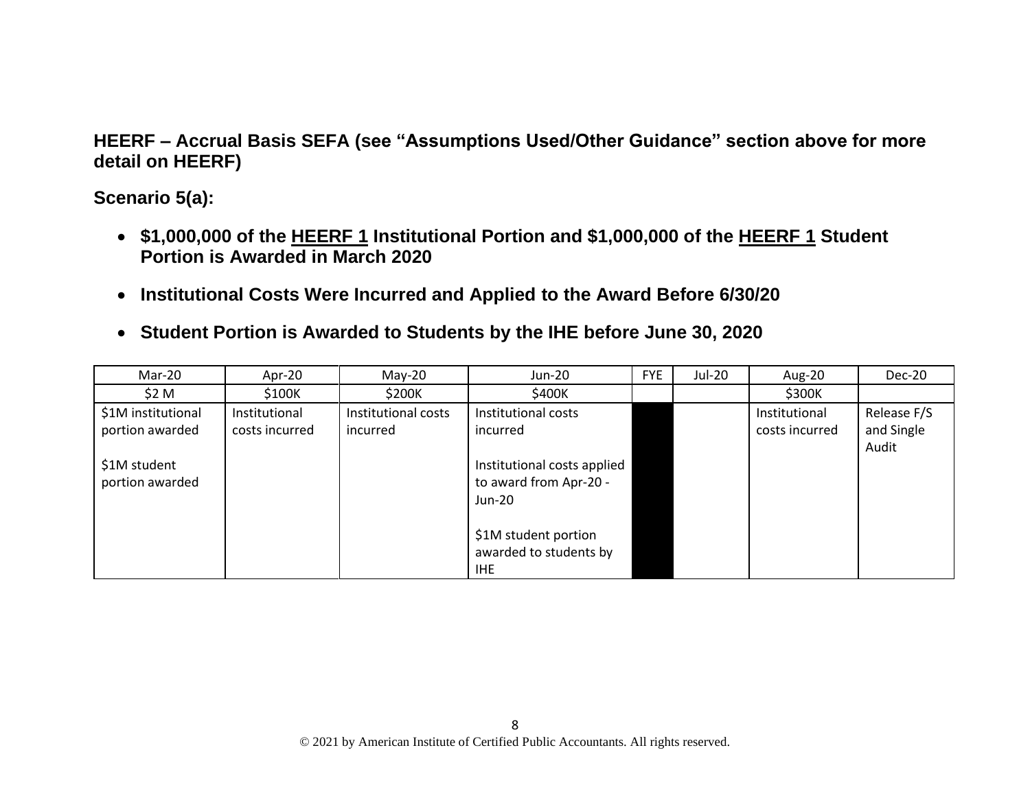### HEERF – Accrual Basis SEFA (see "Assumptions Used/Other Guidance" section above for more detail on HEERF)

### Scenario 5(a):

- **$1,000,000 of the <u>HEERF 1</u> Institutional Portion and $1,000,000 of the <u>HEERF 1</u> Student Portion is Awarded in March 2020**
- **Institutional Costs Were Incurred and Applied to the Award Before 6/30/20**
- **Student Portion is Awarded to Students by the IHE before June 30, 2020**

| Mar-20 | Apr-20 | May-20 | Jun-20 | FYE | Jul-20 | Aug-20 | Dec-20 |
|---|---|---|---|---|---|---|---|
| $2 M | $100K | $200K | $400K | | | $300K | |
| $1M institutional portion awarded<br><br>$1M student portion awarded | Institutional costs incurred | Institutional costs incurred | Institutional costs incurred<br><br>Institutional costs applied to award from Apr-20 - Jun-20<br><br>$1M student portion awarded to students by IHE | | | Institutional costs incurred | Release F/S and Single Audit |

© 2021 by American Institute of Certified Public Accountants. All rights reserved.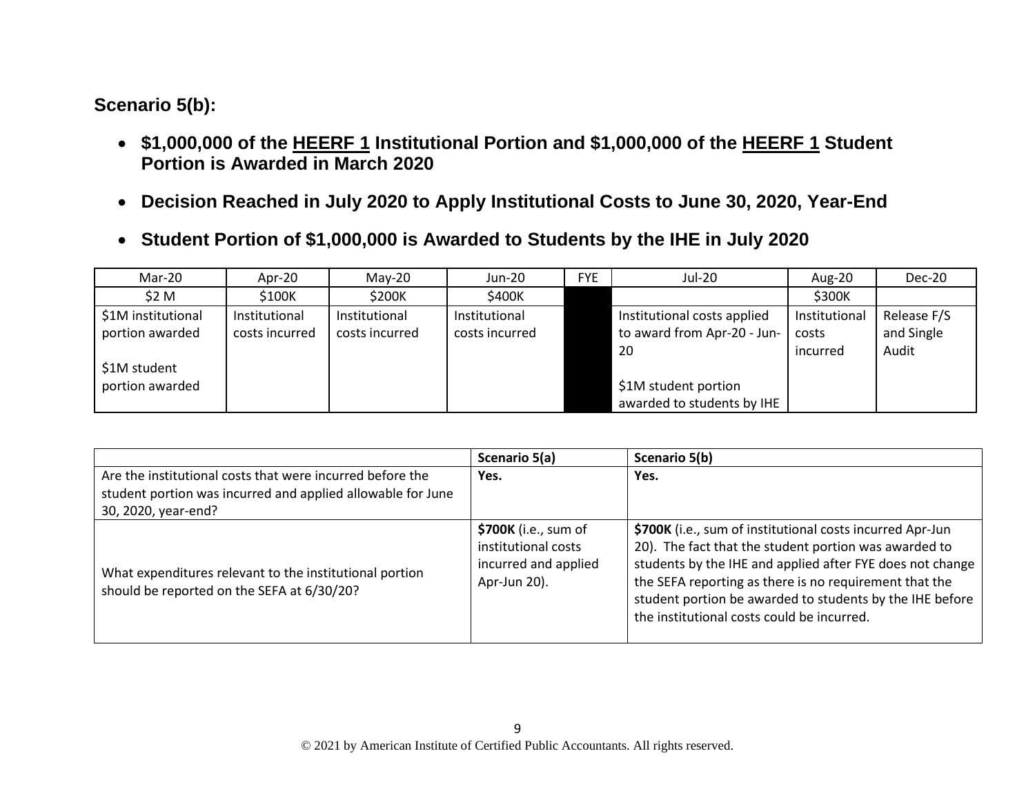## Scenario 5(b):

- **$1,000,000 of the <u>HEERF 1</u> Institutional Portion and $1,000,000 of the <u>HEERF 1</u> Student Portion is Awarded in March 2020**
- **Decision Reached in July 2020 to Apply Institutional Costs to June 30, 2020, Year-End**
- **Student Portion of $1,000,000 is Awarded to Students by the IHE in July 2020**

| Mar-20 | Apr-20 | May-20 | Jun-20 | FYE | Jul-20 | Aug-20 | Dec-20 |
|---|---|---|---|---|---|---|---|
| $2 M | $100K | $200K | $400K | | | $300K | |
| $1M institutional portion awarded<br><br>$1M student portion awarded | Institutional costs incurred | Institutional costs incurred | Institutional costs incurred | | Institutional costs applied to award from Apr-20 - Jun-20<br><br>$1M student portion awarded to students by IHE | Institutional costs incurred | Release F/S and Single Audit |

| | Scenario 5(a) | Scenario 5(b) |
|---|---|---|
| Are the institutional costs that were incurred before the student portion was incurred and applied allowable for June 30, 2020, year-end? | **Yes.** | **Yes.** |
| What expenditures relevant to the institutional portion should be reported on the SEFA at 6/30/20? | **$700K** (i.e., sum of institutional costs incurred and applied Apr-Jun 20). | **$700K** (i.e., sum of institutional costs incurred Apr-Jun 20). The fact that the student portion was awarded to students by the IHE and applied after FYE does not change the SEFA reporting as there is no requirement that the student portion be awarded to students by the IHE before the institutional costs could be incurred. |

© 2021 by American Institute of Certified Public Accountants. All rights reserved.